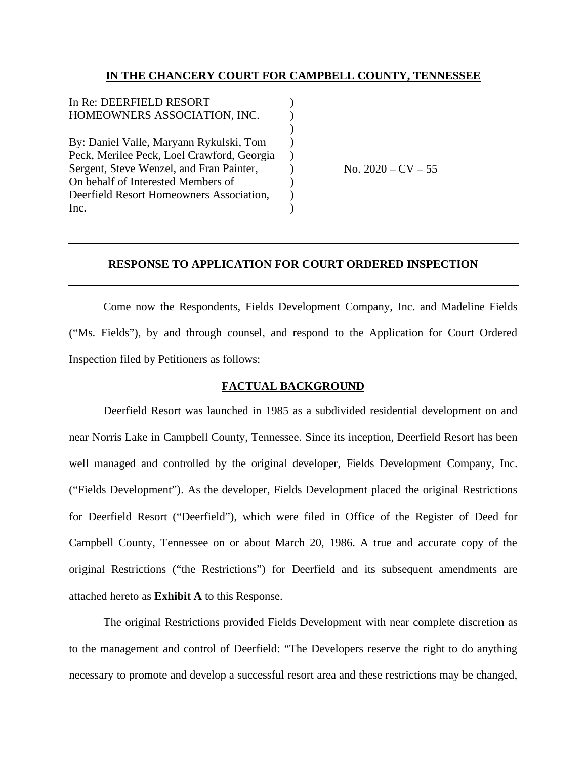**IN THE CHANCERY COURT FOR CAMPBELL COUNTY, TENNESSEE**

In Re: DEERFIELD RESORT HOMEOWNERS ASSOCIATION, INC.

By: Daniel Valle, Maryann Rykulski, Tom Peck, Merilee Peck, Loel Crawford, Georgia Sergent, Steve Wenzel, and Fran Painter, On behalf of Interested Members of Deerfield Resort Homeowners Association, Inc.

No. 2020 – CV – 55

---

**RESPONSE TO APPLICATION FOR COURT ORDERED INSPECTION**

---

Come now the Respondents, Fields Development Company, Inc. and Madeline Fields ("Ms. Fields"), by and through counsel, and respond to the Application for Court Ordered Inspection filed by Petitioners as follows:

**FACTUAL BACKGROUND**

Deerfield Resort was launched in 1985 as a subdivided residential development on and near Norris Lake in Campbell County, Tennessee. Since its inception, Deerfield Resort has been well managed and controlled by the original developer, Fields Development Company, Inc. ("Fields Development"). As the developer, Fields Development placed the original Restrictions for Deerfield Resort ("Deerfield"), which were filed in Office of the Register of Deed for Campbell County, Tennessee on or about March 20, 1986. A true and accurate copy of the original Restrictions ("the Restrictions") for Deerfield and its subsequent amendments are attached hereto as **Exhibit A** to this Response.

The original Restrictions provided Fields Development with near complete discretion as to the management and control of Deerfield: "The Developers reserve the right to do anything necessary to promote and develop a successful resort area and these restrictions may be changed,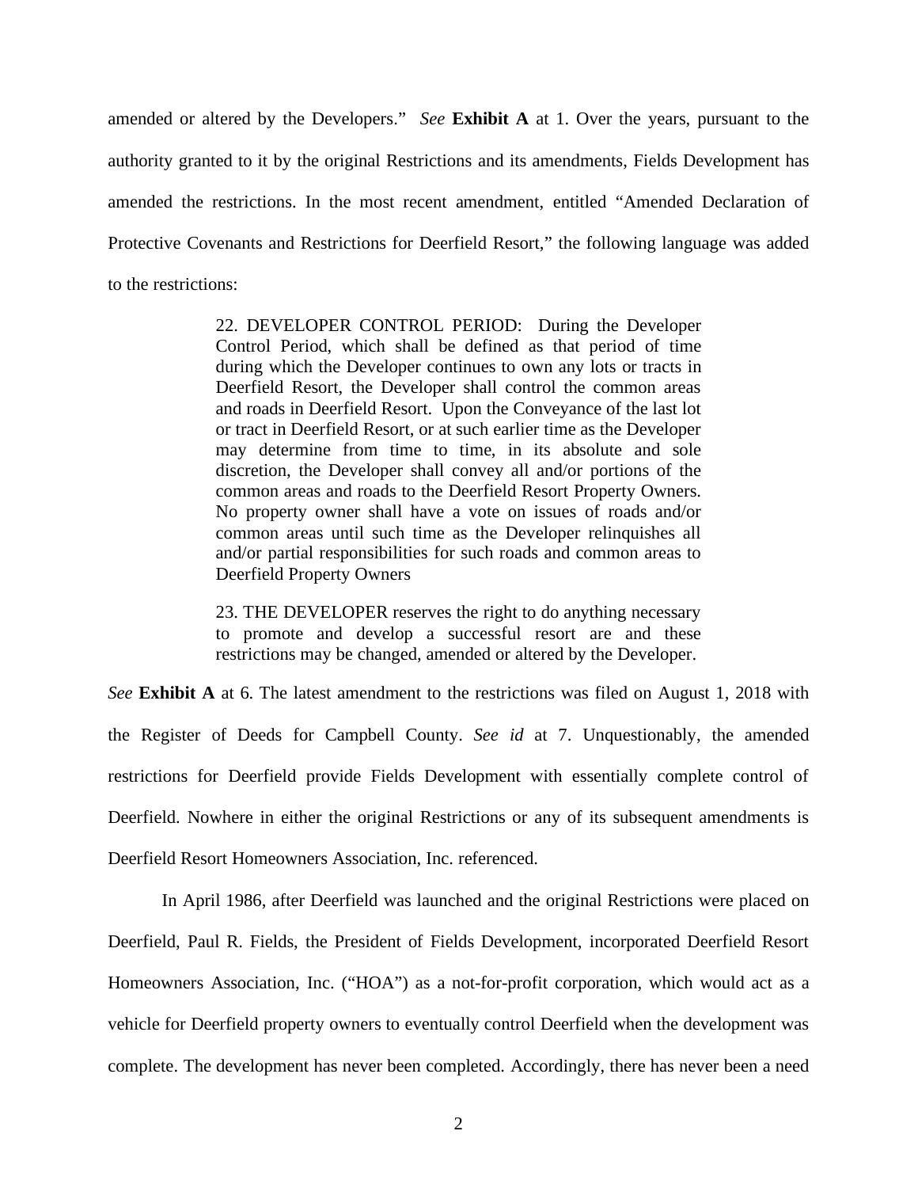amended or altered by the Developers." *See* **Exhibit A** at 1. Over the years, pursuant to the authority granted to it by the original Restrictions and its amendments, Fields Development has amended the restrictions. In the most recent amendment, entitled "Amended Declaration of Protective Covenants and Restrictions for Deerfield Resort," the following language was added to the restrictions:

> 22. DEVELOPER CONTROL PERIOD: During the Developer Control Period, which shall be defined as that period of time during which the Developer continues to own any lots or tracts in Deerfield Resort, the Developer shall control the common areas and roads in Deerfield Resort. Upon the Conveyance of the last lot or tract in Deerfield Resort, or at such earlier time as the Developer may determine from time to time, in its absolute and sole discretion, the Developer shall convey all and/or portions of the common areas and roads to the Deerfield Resort Property Owners. No property owner shall have a vote on issues of roads and/or common areas until such time as the Developer relinquishes all and/or partial responsibilities for such roads and common areas to Deerfield Property Owners
>
> 23. THE DEVELOPER reserves the right to do anything necessary to promote and develop a successful resort are and these restrictions may be changed, amended or altered by the Developer.

*See* **Exhibit A** at 6. The latest amendment to the restrictions was filed on August 1, 2018 with the Register of Deeds for Campbell County. *See id* at 7. Unquestionably, the amended restrictions for Deerfield provide Fields Development with essentially complete control of Deerfield. Nowhere in either the original Restrictions or any of its subsequent amendments is Deerfield Resort Homeowners Association, Inc. referenced.

In April 1986, after Deerfield was launched and the original Restrictions were placed on Deerfield, Paul R. Fields, the President of Fields Development, incorporated Deerfield Resort Homeowners Association, Inc. ("HOA") as a not-for-profit corporation, which would act as a vehicle for Deerfield property owners to eventually control Deerfield when the development was complete. The development has never been completed. Accordingly, there has never been a need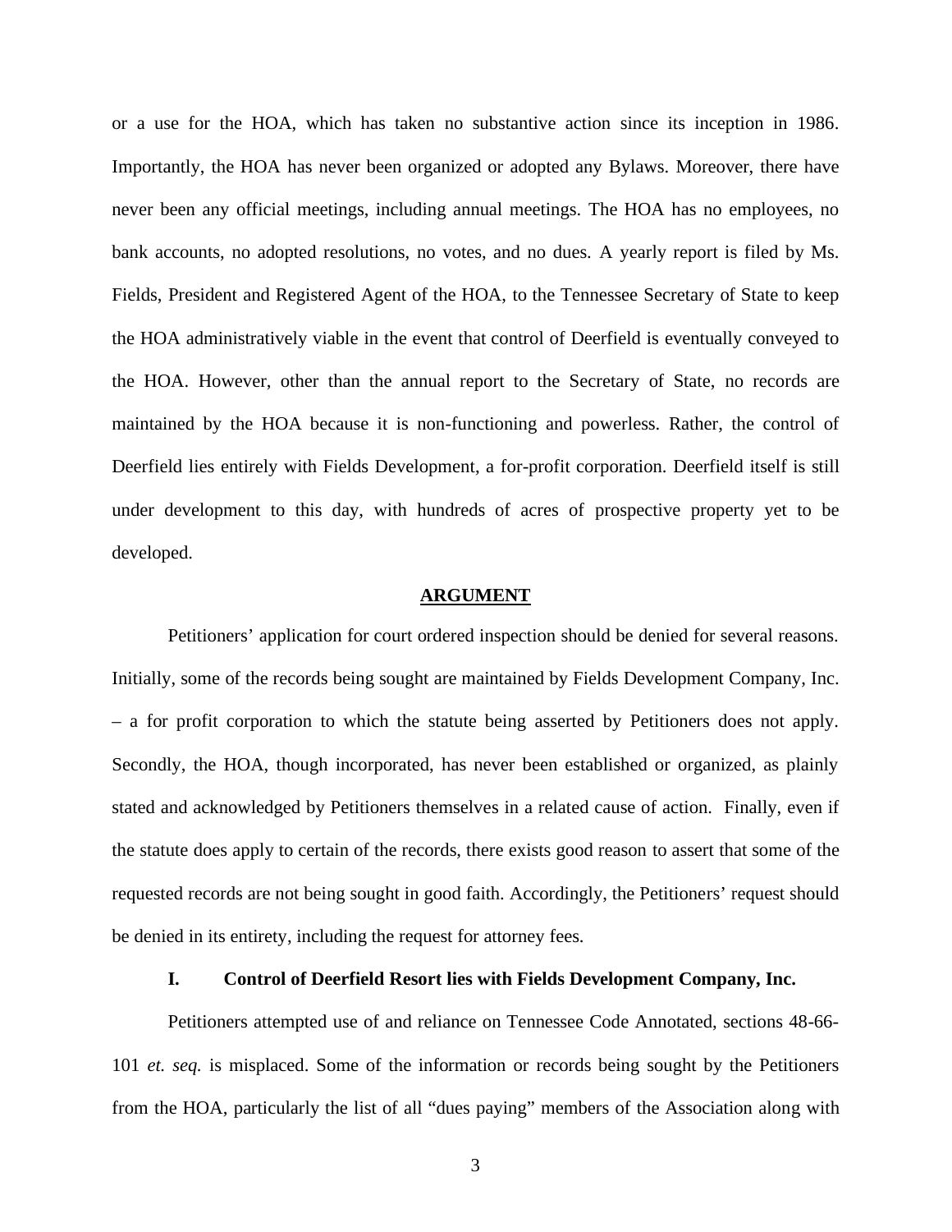or a use for the HOA, which has taken no substantive action since its inception in 1986. Importantly, the HOA has never been organized or adopted any Bylaws. Moreover, there have never been any official meetings, including annual meetings. The HOA has no employees, no bank accounts, no adopted resolutions, no votes, and no dues. A yearly report is filed by Ms. Fields, President and Registered Agent of the HOA, to the Tennessee Secretary of State to keep the HOA administratively viable in the event that control of Deerfield is eventually conveyed to the HOA. However, other than the annual report to the Secretary of State, no records are maintained by the HOA because it is non-functioning and powerless. Rather, the control of Deerfield lies entirely with Fields Development, a for-profit corporation. Deerfield itself is still under development to this day, with hundreds of acres of prospective property yet to be developed.

## ARGUMENT

Petitioners' application for court ordered inspection should be denied for several reasons. Initially, some of the records being sought are maintained by Fields Development Company, Inc. – a for profit corporation to which the statute being asserted by Petitioners does not apply. Secondly, the HOA, though incorporated, has never been established or organized, as plainly stated and acknowledged by Petitioners themselves in a related cause of action. Finally, even if the statute does apply to certain of the records, there exists good reason to assert that some of the requested records are not being sought in good faith. Accordingly, the Petitioners' request should be denied in its entirety, including the request for attorney fees.

### I. Control of Deerfield Resort lies with Fields Development Company, Inc.

Petitioners attempted use of and reliance on Tennessee Code Annotated, sections 48-66-101 *et. seq.* is misplaced. Some of the information or records being sought by the Petitioners from the HOA, particularly the list of all "dues paying" members of the Association along with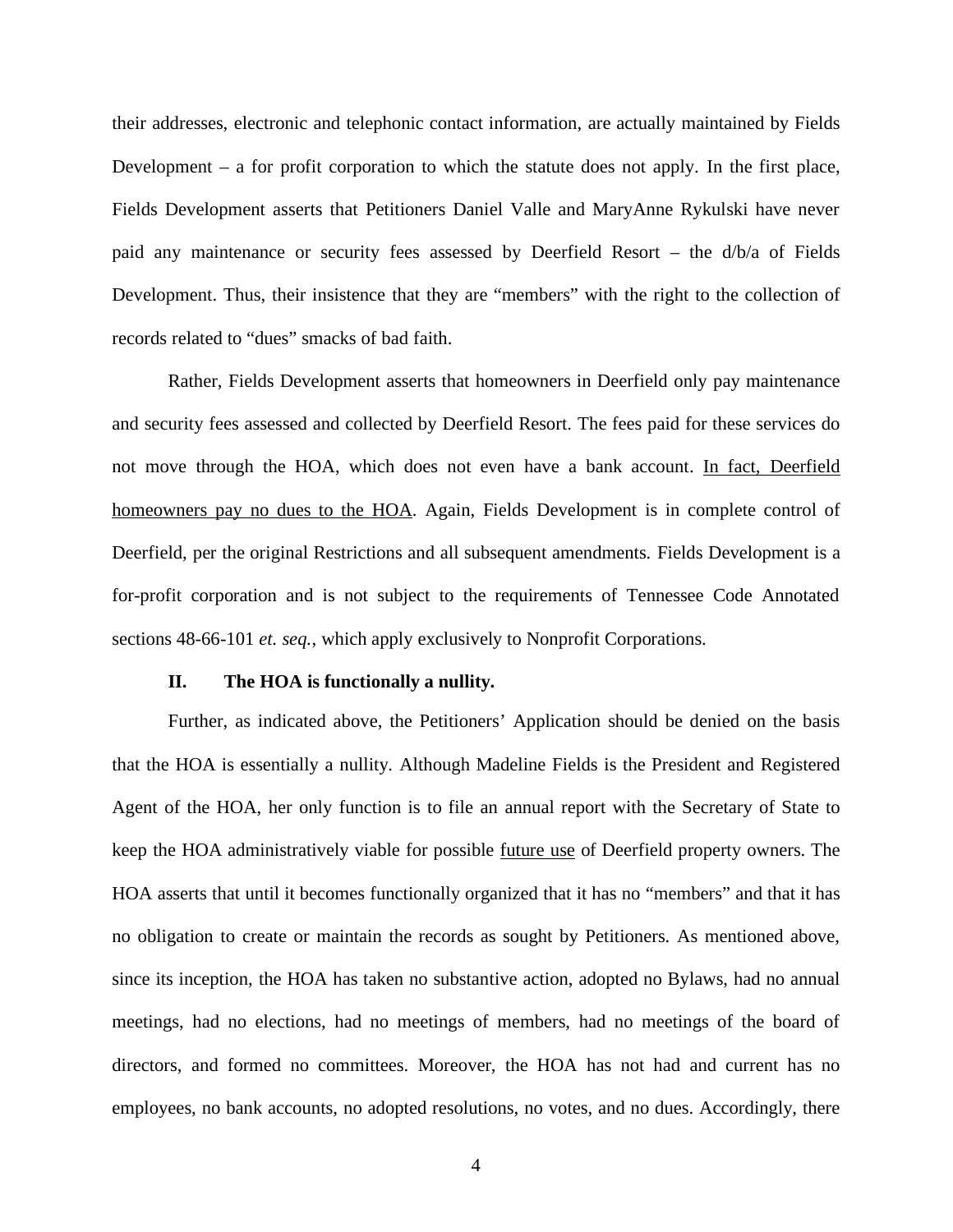their addresses, electronic and telephonic contact information, are actually maintained by Fields Development – a for profit corporation to which the statute does not apply. In the first place, Fields Development asserts that Petitioners Daniel Valle and MaryAnne Rykulski have never paid any maintenance or security fees assessed by Deerfield Resort – the d/b/a of Fields Development. Thus, their insistence that they are "members" with the right to the collection of records related to "dues" smacks of bad faith.

Rather, Fields Development asserts that homeowners in Deerfield only pay maintenance and security fees assessed and collected by Deerfield Resort. The fees paid for these services do not move through the HOA, which does not even have a bank account. <u>In fact, Deerfield homeowners pay no dues to the HOA</u>. Again, Fields Development is in complete control of Deerfield, per the original Restrictions and all subsequent amendments. Fields Development is a for-profit corporation and is not subject to the requirements of Tennessee Code Annotated sections 48-66-101 *et. seq.*, which apply exclusively to Nonprofit Corporations.

## II. The HOA is functionally a nullity.

Further, as indicated above, the Petitioners' Application should be denied on the basis that the HOA is essentially a nullity. Although Madeline Fields is the President and Registered Agent of the HOA, her only function is to file an annual report with the Secretary of State to keep the HOA administratively viable for possible <u>future use</u> of Deerfield property owners. The HOA asserts that until it becomes functionally organized that it has no "members" and that it has no obligation to create or maintain the records as sought by Petitioners. As mentioned above, since its inception, the HOA has taken no substantive action, adopted no Bylaws, had no annual meetings, had no elections, had no meetings of members, had no meetings of the board of directors, and formed no committees. Moreover, the HOA has not had and current has no employees, no bank accounts, no adopted resolutions, no votes, and no dues. Accordingly, there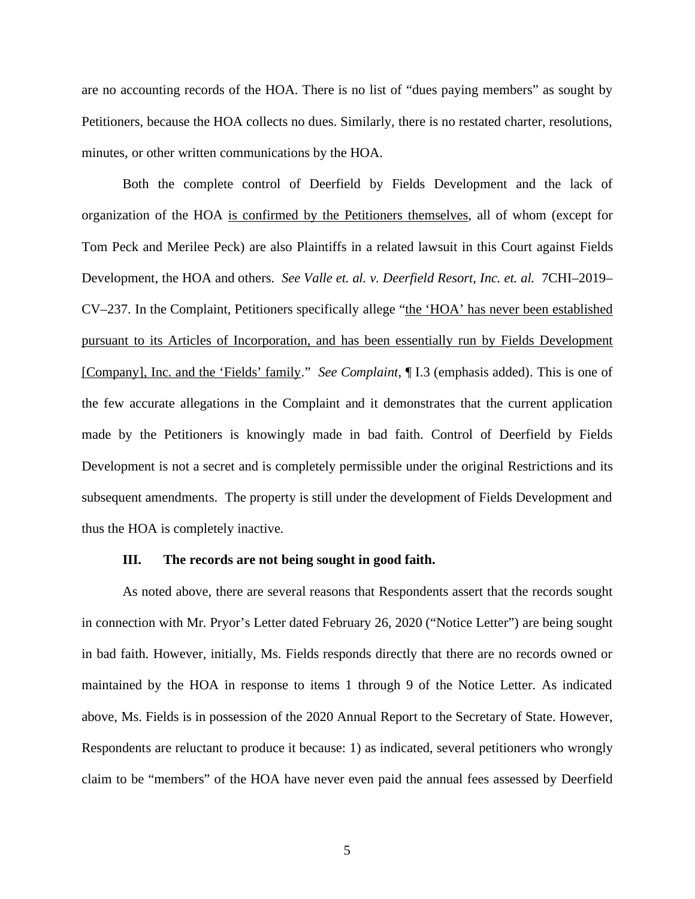are no accounting records of the HOA. There is no list of "dues paying members" as sought by Petitioners, because the HOA collects no dues. Similarly, there is no restated charter, resolutions, minutes, or other written communications by the HOA.

Both the complete control of Deerfield by Fields Development and the lack of organization of the HOA <u>is confirmed by the Petitioners themselves</u>, all of whom (except for Tom Peck and Merilee Peck) are also Plaintiffs in a related lawsuit in this Court against Fields Development, the HOA and others. *See Valle et. al. v. Deerfield Resort, Inc. et. al.* 7CHI–2019–CV–237. In the Complaint, Petitioners specifically allege "<u>the 'HOA' has never been established pursuant to its Articles of Incorporation, and has been essentially run by Fields Development [Company], Inc. and the 'Fields' family</u>." *See Complaint*, ¶ I.3 (emphasis added). This is one of the few accurate allegations in the Complaint and it demonstrates that the current application made by the Petitioners is knowingly made in bad faith. Control of Deerfield by Fields Development is not a secret and is completely permissible under the original Restrictions and its subsequent amendments. The property is still under the development of Fields Development and thus the HOA is completely inactive.

### III. The records are not being sought in good faith.

As noted above, there are several reasons that Respondents assert that the records sought in connection with Mr. Pryor's Letter dated February 26, 2020 ("Notice Letter") are being sought in bad faith. However, initially, Ms. Fields responds directly that there are no records owned or maintained by the HOA in response to items 1 through 9 of the Notice Letter. As indicated above, Ms. Fields is in possession of the 2020 Annual Report to the Secretary of State. However, Respondents are reluctant to produce it because: 1) as indicated, several petitioners who wrongly claim to be "members" of the HOA have never even paid the annual fees assessed by Deerfield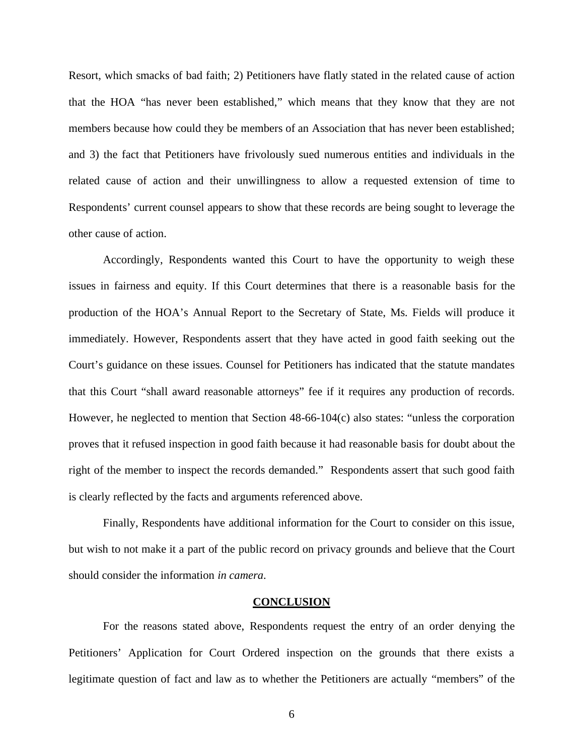Resort, which smacks of bad faith; 2) Petitioners have flatly stated in the related cause of action that the HOA "has never been established," which means that they know that they are not members because how could they be members of an Association that has never been established; and 3) the fact that Petitioners have frivolously sued numerous entities and individuals in the related cause of action and their unwillingness to allow a requested extension of time to Respondents' current counsel appears to show that these records are being sought to leverage the other cause of action.

Accordingly, Respondents wanted this Court to have the opportunity to weigh these issues in fairness and equity. If this Court determines that there is a reasonable basis for the production of the HOA's Annual Report to the Secretary of State, Ms. Fields will produce it immediately. However, Respondents assert that they have acted in good faith seeking out the Court's guidance on these issues. Counsel for Petitioners has indicated that the statute mandates that this Court "shall award reasonable attorneys" fee if it requires any production of records. However, he neglected to mention that Section 48-66-104(c) also states: "unless the corporation proves that it refused inspection in good faith because it had reasonable basis for doubt about the right of the member to inspect the records demanded." Respondents assert that such good faith is clearly reflected by the facts and arguments referenced above.

Finally, Respondents have additional information for the Court to consider on this issue, but wish to not make it a part of the public record on privacy grounds and believe that the Court should consider the information *in camera*.

## CONCLUSION

For the reasons stated above, Respondents request the entry of an order denying the Petitioners' Application for Court Ordered inspection on the grounds that there exists a legitimate question of fact and law as to whether the Petitioners are actually "members" of the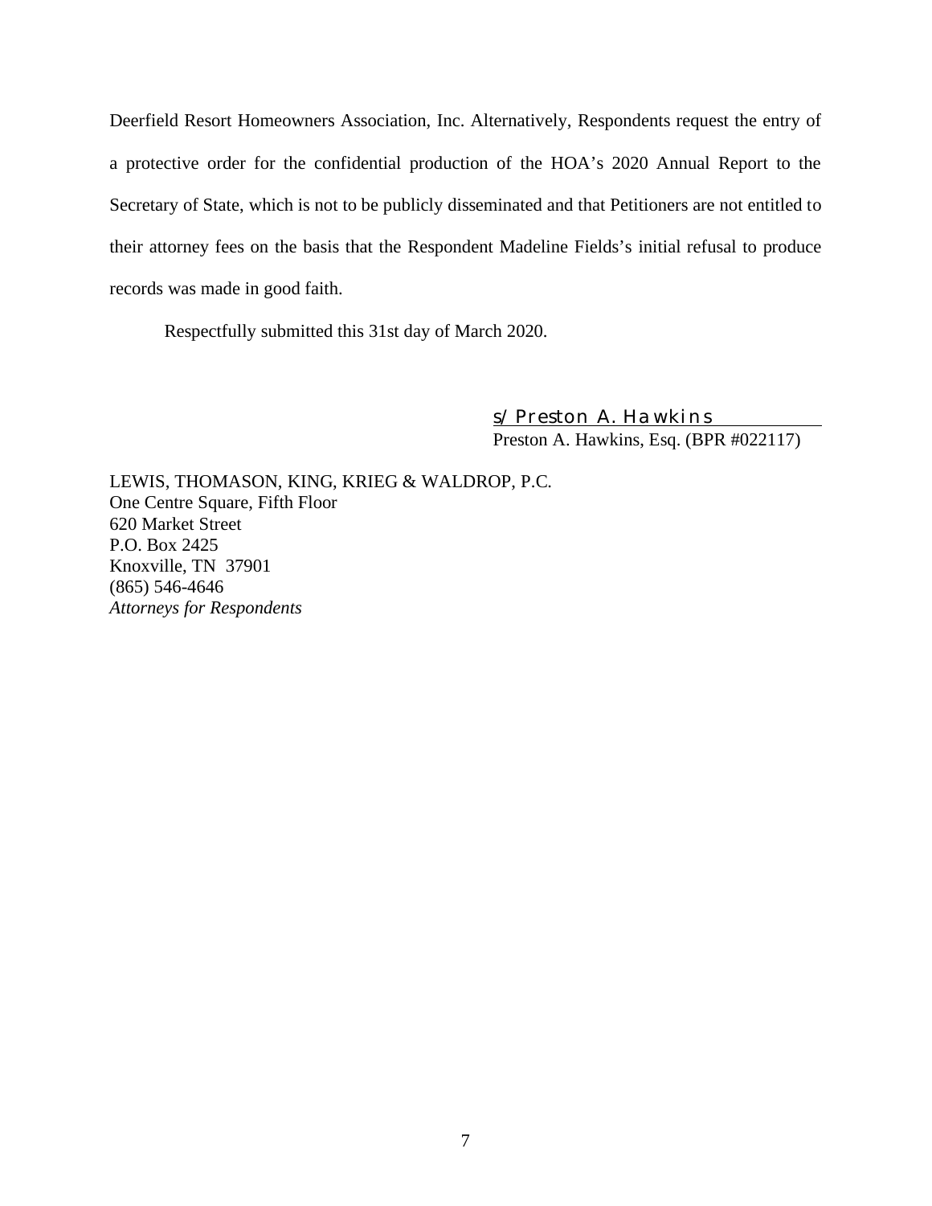Deerfield Resort Homeowners Association, Inc. Alternatively, Respondents request the entry of a protective order for the confidential production of the HOA's 2020 Annual Report to the Secretary of State, which is not to be publicly disseminated and that Petitioners are not entitled to their attorney fees on the basis that the Respondent Madeline Fields's initial refusal to produce records was made in good faith.

Respectfully submitted this 31st day of March 2020.

s/ Preston A. Hawkins
Preston A. Hawkins, Esq. (BPR #022117)

LEWIS, THOMASON, KING, KRIEG & WALDROP, P.C.
One Centre Square, Fifth Floor
620 Market Street
P.O. Box 2425
Knoxville, TN 37901
(865) 546-4646
*Attorneys for Respondents*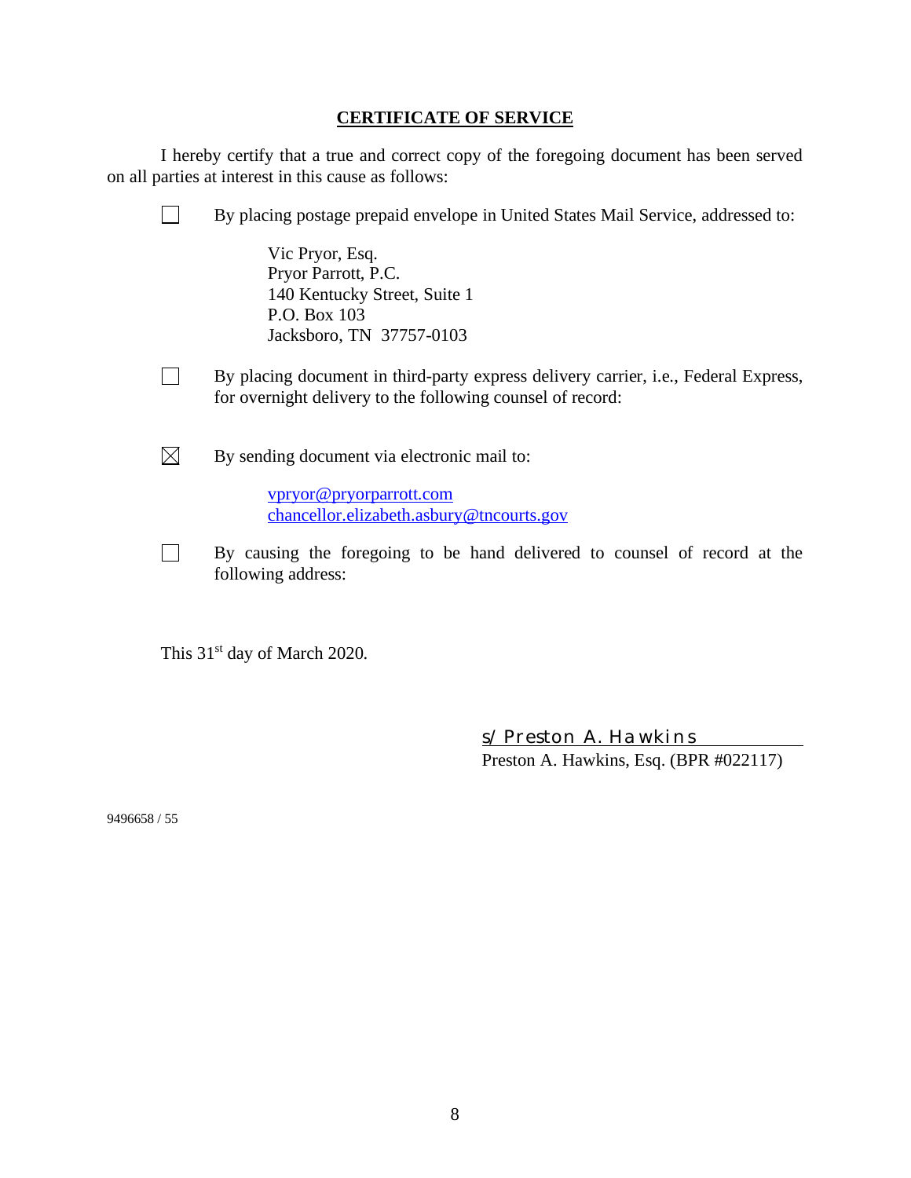## CERTIFICATE OF SERVICE

I hereby certify that a true and correct copy of the foregoing document has been served on all parties at interest in this cause as follows:

☐ By placing postage prepaid envelope in United States Mail Service, addressed to:

Vic Pryor, Esq.
Pryor Parrott, P.C.
140 Kentucky Street, Suite 1
P.O. Box 103
Jacksboro, TN 37757-0103

☐ By placing document in third-party express delivery carrier, i.e., Federal Express, for overnight delivery to the following counsel of record:

☒ By sending document via electronic mail to:

vpryor@pryorparrott.com
chancellor.elizabeth.asbury@tncourts.gov

☐ By causing the foregoing to be hand delivered to counsel of record at the following address:

This 31st day of March 2020.

s/ Preston A. Hawkins
Preston A. Hawkins, Esq. (BPR #022117)

9496658 / 55